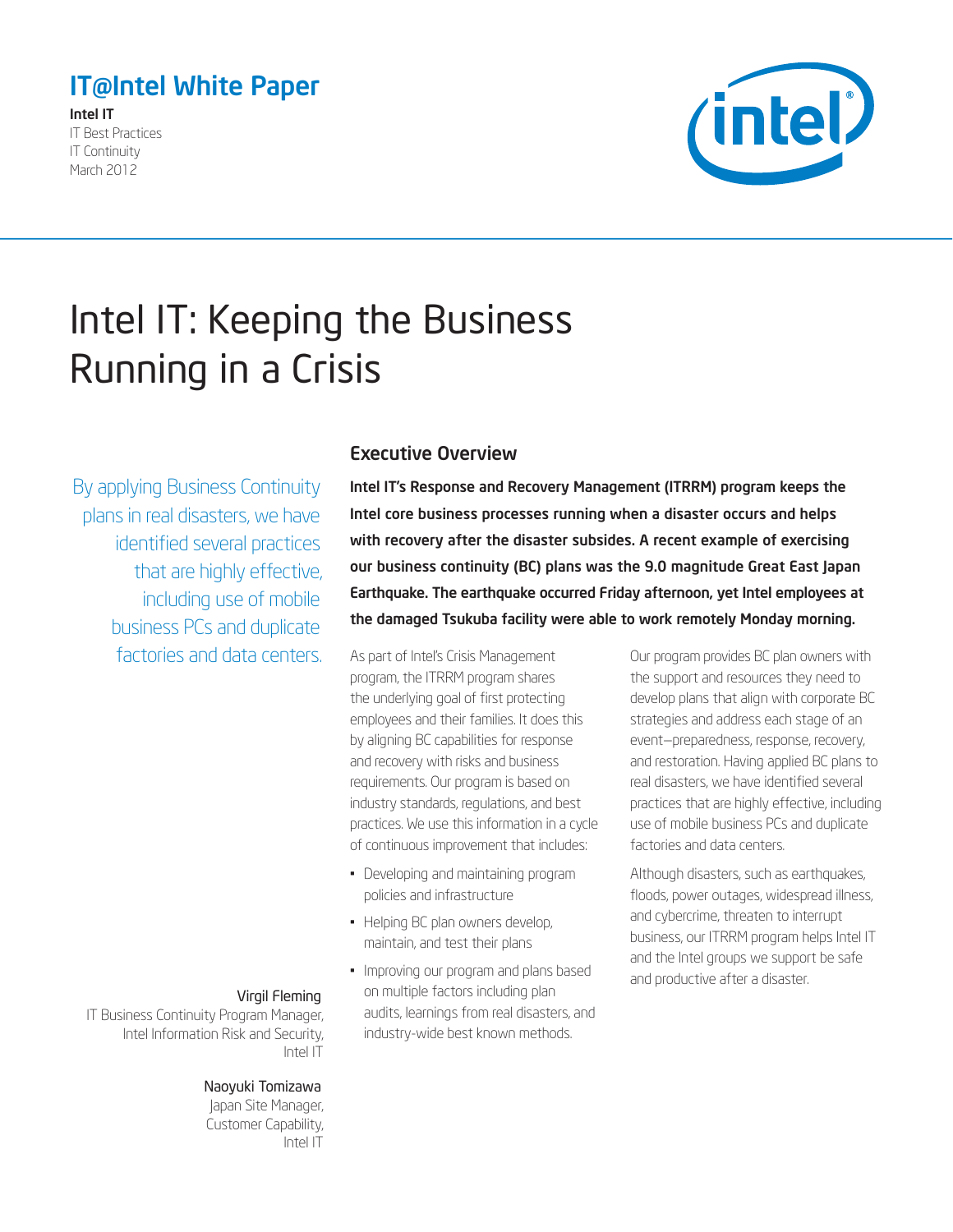**IT@Intel White Paper**

**Intel IT**
IT Best Practices
IT Continuity
March 2012

# Intel IT: Keeping the Business Running in a Crisis

By applying Business Continuity plans in real disasters, we have identified several practices that are highly effective, including use of mobile business PCs and duplicate factories and data centers.

## Executive Overview

**Intel IT's Response and Recovery Management (ITRRM) program keeps the Intel core business processes running when a disaster occurs and helps with recovery after the disaster subsides. A recent example of exercising our business continuity (BC) plans was the 9.0 magnitude Great East Japan Earthquake. The earthquake occurred Friday afternoon, yet Intel employees at the damaged Tsukuba facility were able to work remotely Monday morning.**

As part of Intel's Crisis Management program, the ITRRM program shares the underlying goal of first protecting employees and their families. It does this by aligning BC capabilities for response and recovery with risks and business requirements. Our program is based on industry standards, regulations, and best practices. We use this information in a cycle of continuous improvement that includes:

- Developing and maintaining program policies and infrastructure
- Helping BC plan owners develop, maintain, and test their plans
- Improving our program and plans based on multiple factors including plan audits, learnings from real disasters, and industry-wide best known methods.

Our program provides BC plan owners with the support and resources they need to develop plans that align with corporate BC strategies and address each stage of an event—preparedness, response, recovery, and restoration. Having applied BC plans to real disasters, we have identified several practices that are highly effective, including use of mobile business PCs and duplicate factories and data centers.

Although disasters, such as earthquakes, floods, power outages, widespread illness, and cybercrime, threaten to interrupt business, our ITRRM program helps Intel IT and the Intel groups we support be safe and productive after a disaster.

Virgil Fleming
IT Business Continuity Program Manager, Intel Information Risk and Security, Intel IT

Naoyuki Tomizawa
Japan Site Manager, Customer Capability, Intel IT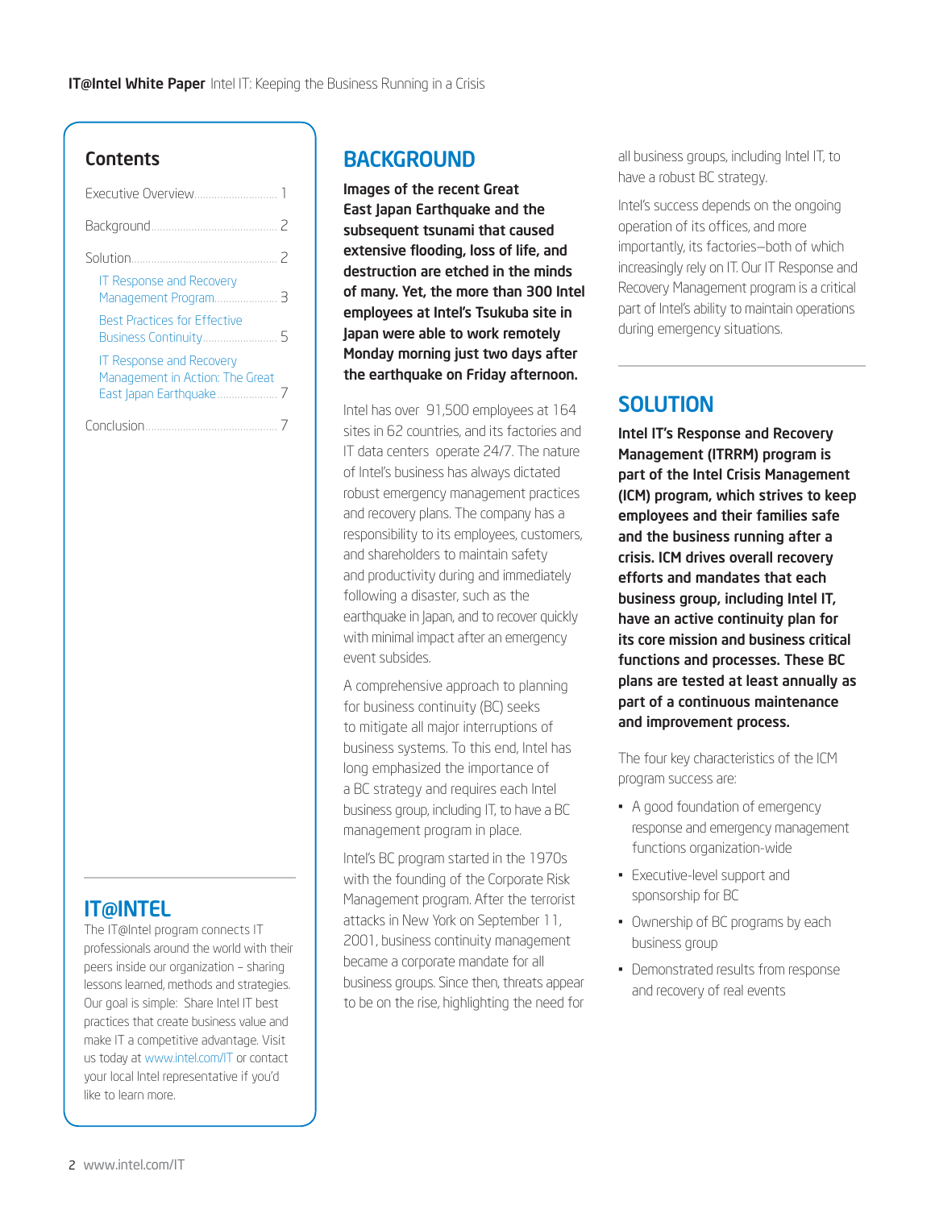## Contents

Executive Overview .......... 1

Background .......... 2

Solution .......... 2

- IT Response and Recovery Management Program .......... 3
- Best Practices for Effective Business Continuity .......... 5
- IT Response and Recovery Management in Action: The Great East Japan Earthquake .......... 7

Conclusion .......... 7

## IT@INTEL

The IT@Intel program connects IT professionals around the world with their peers inside our organization – sharing lessons learned, methods and strategies. Our goal is simple: Share Intel IT best practices that create business value and make IT a competitive advantage. Visit us today at www.intel.com/IT or contact your local Intel representative if you'd like to learn more.

## BACKGROUND

**Images of the recent Great East Japan Earthquake and the subsequent tsunami that caused extensive flooding, loss of life, and destruction are etched in the minds of many. Yet, the more than 300 Intel employees at Intel's Tsukuba site in Japan were able to work remotely Monday morning just two days after the earthquake on Friday afternoon.**

Intel has over 91,500 employees at 164 sites in 62 countries, and its factories and IT data centers operate 24/7. The nature of Intel's business has always dictated robust emergency management practices and recovery plans. The company has a responsibility to its employees, customers, and shareholders to maintain safety and productivity during and immediately following a disaster, such as the earthquake in Japan, and to recover quickly with minimal impact after an emergency event subsides.

A comprehensive approach to planning for business continuity (BC) seeks to mitigate all major interruptions of business systems. To this end, Intel has long emphasized the importance of a BC strategy and requires each Intel business group, including IT, to have a BC management program in place.

Intel's BC program started in the 1970s with the founding of the Corporate Risk Management program. After the terrorist attacks in New York on September 11, 2001, business continuity management became a corporate mandate for all business groups. Since then, threats appear to be on the rise, highlighting the need for all business groups, including Intel IT, to have a robust BC strategy.

Intel's success depends on the ongoing operation of its offices, and more importantly, its factories—both of which increasingly rely on IT. Our IT Response and Recovery Management program is a critical part of Intel's ability to maintain operations during emergency situations.

## SOLUTION

**Intel IT's Response and Recovery Management (ITRRM) program is part of the Intel Crisis Management (ICM) program, which strives to keep employees and their families safe and the business running after a crisis. ICM drives overall recovery efforts and mandates that each business group, including Intel IT, have an active continuity plan for its core mission and business critical functions and processes. These BC plans are tested at least annually as part of a continuous maintenance and improvement process.**

The four key characteristics of the ICM program success are:

- A good foundation of emergency response and emergency management functions organization-wide
- Executive-level support and sponsorship for BC
- Ownership of BC programs by each business group
- Demonstrated results from response and recovery of real events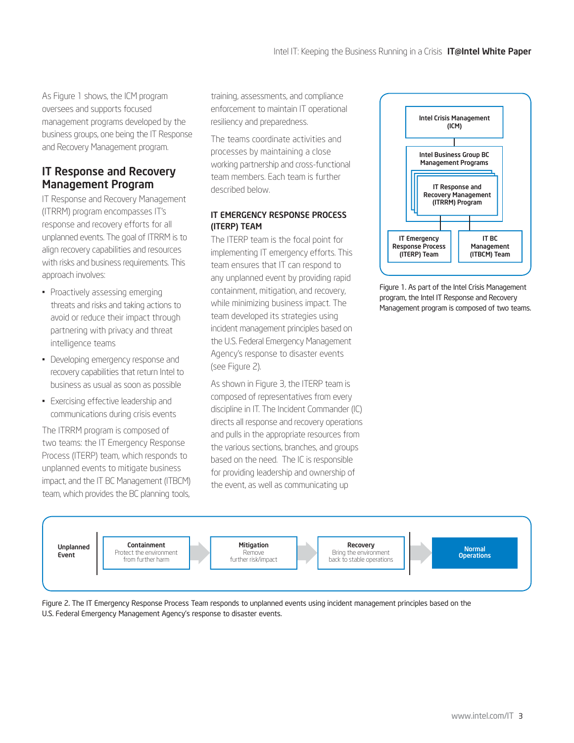As Figure 1 shows, the ICM program oversees and supports focused management programs developed by the business groups, one being the IT Response and Recovery Management program.

## IT Response and Recovery Management Program

IT Response and Recovery Management (ITRRM) program encompasses IT's response and recovery efforts for all unplanned events. The goal of ITRRM is to align recovery capabilities and resources with risks and business requirements. This approach involves:

- Proactively assessing emerging threats and risks and taking actions to avoid or reduce their impact through partnering with privacy and threat intelligence teams
- Developing emergency response and recovery capabilities that return Intel to business as usual as soon as possible
- Exercising effective leadership and communications during crisis events

The ITRRM program is composed of two teams: the IT Emergency Response Process (ITERP) team, which responds to unplanned events to mitigate business impact, and the IT BC Management (ITBCM) team, which provides the BC planning tools, training, assessments, and compliance enforcement to maintain IT operational resiliency and preparedness.

The teams coordinate activities and processes by maintaining a close working partnership and cross-functional team members. Each team is further described below.

### IT EMERGENCY RESPONSE PROCESS (ITERP) TEAM

The ITERP team is the focal point for implementing IT emergency efforts. This team ensures that IT can respond to any unplanned event by providing rapid containment, mitigation, and recovery, while minimizing business impact. The team developed its strategies using incident management principles based on the U.S. Federal Emergency Management Agency's response to disaster events (see Figure 2).

As shown in Figure 3, the ITERP team is composed of representatives from every discipline in IT. The Incident Commander (IC) directs all response and recovery operations and pulls in the appropriate resources from the various sections, branches, and groups based on the need. The IC is responsible for providing leadership and ownership of the event, as well as communicating up

Intel Crisis Management (ICM)
Intel Business Group BC Management Programs
IT Response and Recovery Management (ITRRM) Program
IT Emergency Response Process (ITERP) Team
IT BC Management (ITBCM) Team

Figure 1. As part of the Intel Crisis Management program, the Intel IT Response and Recovery Management program is composed of two teams.

Unplanned Event → **Containment** Protect the environment from further harm → **Mitigation** Remove further risk/impact → **Recovery** Bring the environment back to stable operations → **Normal Operations**

Figure 2. The IT Emergency Response Process Team responds to unplanned events using incident management principles based on the U.S. Federal Emergency Management Agency's response to disaster events.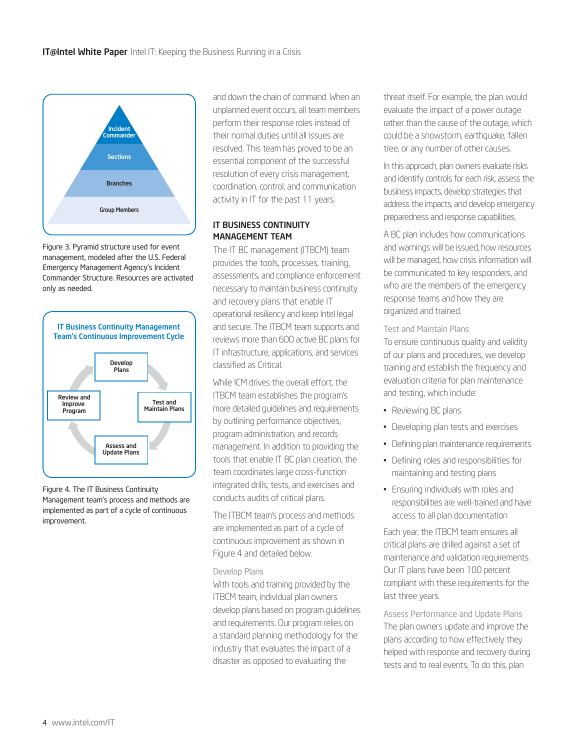Incident Commander

Sections

Branches

Group Members

Figure 3. Pyramid structure used for event management, modeled after the U.S. Federal Emergency Management Agency's Incident Commander Structure. Resources are activated only as needed.

**IT Business Continuity Management Team's Continuous Improvement Cycle**

Develop Plans

Test and Maintain Plans

Assess and Update Plans

Review and Improve Program

Figure 4. The IT Business Continuity Management team's process and methods are implemented as part of a cycle of continuous improvement.

and down the chain of command. When an unplanned event occurs, all team members perform their response roles instead of their normal duties until all issues are resolved. This team has proved to be an essential component of the successful resolution of every crisis management, coordination, control, and communication activity in IT for the past 11 years.

### IT BUSINESS CONTINUITY MANAGEMENT TEAM

The IT BC management (ITBCM) team provides the tools, processes, training, assessments, and compliance enforcement necessary to maintain business continuity and recovery plans that enable IT operational resiliency and keep Intel legal and secure. The ITBCM team supports and reviews more than 600 active BC plans for IT infrastructure, applications, and services classified as Critical.

While ICM drives the overall effort, the ITBCM team establishes the program's more detailed guidelines and requirements by outlining performance objectives, program administration, and records management. In addition to providing the tools that enable IT BC plan creation, the team coordinates large cross-function integrated drills, tests, and exercises and conducts audits of critical plans.

The ITBCM team's process and methods are implemented as part of a cycle of continuous improvement as shown in Figure 4 and detailed below.

#### Develop Plans

With tools and training provided by the ITBCM team, individual plan owners develop plans based on program guidelines and requirements. Our program relies on a standard planning methodology for the industry that evaluates the impact of a disaster as opposed to evaluating the threat itself. For example, the plan would evaluate the impact of a power outage rather than the cause of the outage, which could be a snowstorm, earthquake, fallen tree, or any number of other causes.

In this approach, plan owners evaluate risks and identify controls for each risk, assess the business impacts, develop strategies that address the impacts, and develop emergency preparedness and response capabilities.

A BC plan includes how communications and warnings will be issued, how resources will be managed, how crisis information will be communicated to key responders, and who are the members of the emergency response teams and how they are organized and trained.

#### Test and Maintain Plans

To ensure continuous quality and validity of our plans and procedures, we develop training and establish the frequency and evaluation criteria for plan maintenance and testing, which include:

- Reviewing BC plans
- Developing plan tests and exercises
- Defining plan maintenance requirements
- Defining roles and responsibilities for maintaining and testing plans
- Ensuring individuals with roles and responsibilities are well-trained and have access to all plan documentation

Each year, the ITBCM team ensures all critical plans are drilled against a set of maintenance and validation requirements. Our IT plans have been 100 percent compliant with these requirements for the last three years.

#### Assess Performance and Update Plans

The plan owners update and improve the plans according to how effectively they helped with response and recovery during tests and to real events. To do this, plan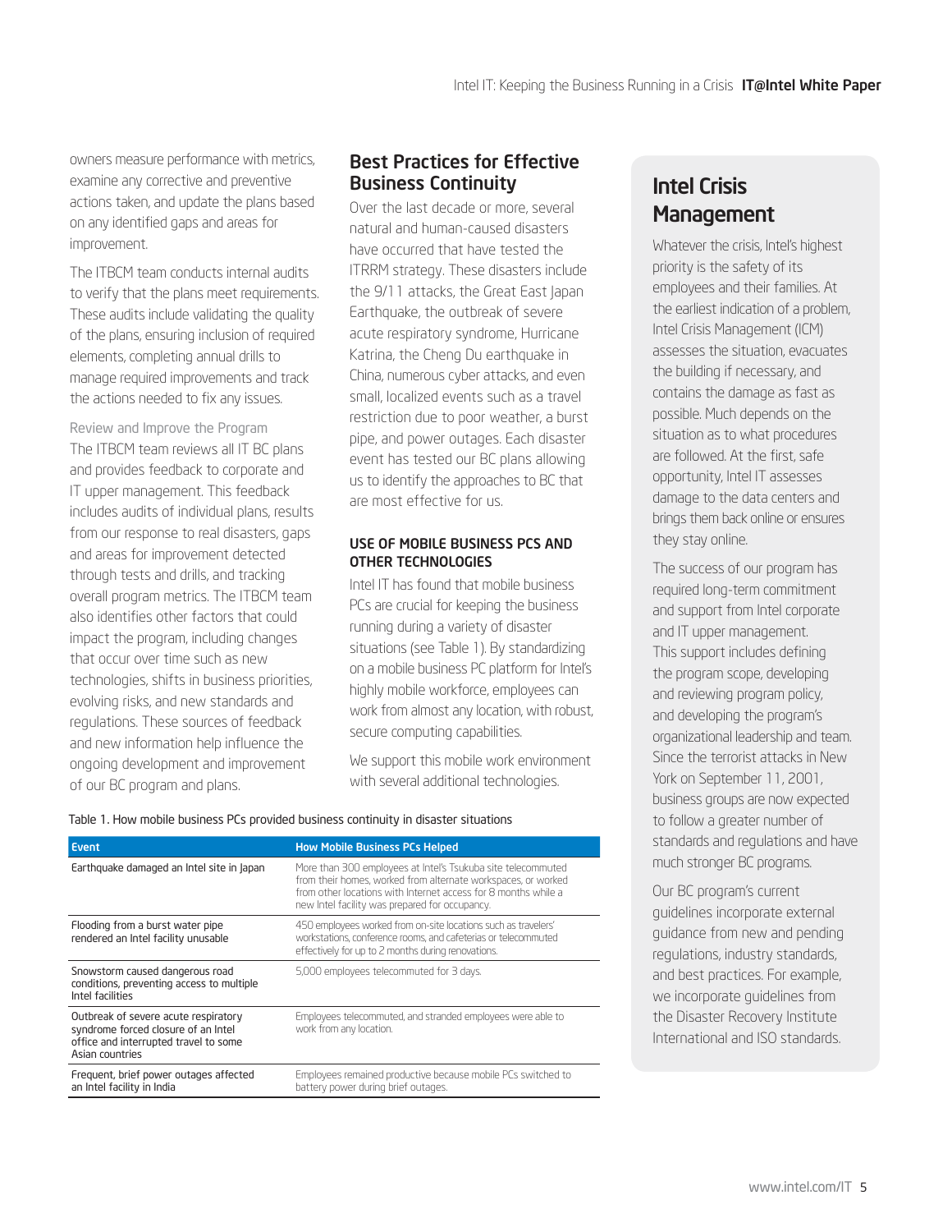owners measure performance with metrics, examine any corrective and preventive actions taken, and update the plans based on any identified gaps and areas for improvement.

The ITBCM team conducts internal audits to verify that the plans meet requirements. These audits include validating the quality of the plans, ensuring inclusion of required elements, completing annual drills to manage required improvements and track the actions needed to fix any issues.

### Review and Improve the Program

The ITBCM team reviews all IT BC plans and provides feedback to corporate and IT upper management. This feedback includes audits of individual plans, results from our response to real disasters, gaps and areas for improvement detected through tests and drills, and tracking overall program metrics. The ITBCM team also identifies other factors that could impact the program, including changes that occur over time such as new technologies, shifts in business priorities, evolving risks, and new standards and regulations. These sources of feedback and new information help influence the ongoing development and improvement of our BC program and plans.

## Best Practices for Effective Business Continuity

Over the last decade or more, several natural and human-caused disasters have occurred that have tested the ITRRM strategy. These disasters include the 9/11 attacks, the Great East Japan Earthquake, the outbreak of severe acute respiratory syndrome, Hurricane Katrina, the Cheng Du earthquake in China, numerous cyber attacks, and even small, localized events such as a travel restriction due to poor weather, a burst pipe, and power outages. Each disaster event has tested our BC plans allowing us to identify the approaches to BC that are most effective for us.

### USE OF MOBILE BUSINESS PCS AND OTHER TECHNOLOGIES

Intel IT has found that mobile business PCs are crucial for keeping the business running during a variety of disaster situations (see Table 1). By standardizing on a mobile business PC platform for Intel's highly mobile workforce, employees can work from almost any location, with robust, secure computing capabilities.

We support this mobile work environment with several additional technologies.

Table 1. How mobile business PCs provided business continuity in disaster situations

| Event | How Mobile Business PCs Helped |
|---|---|
| Earthquake damaged an Intel site in Japan | More than 300 employees at Intel's Tsukuba site telecommuted from their homes, worked from alternate workspaces, or worked from other locations with Internet access for 8 months while a new Intel facility was prepared for occupancy. |
| Flooding from a burst water pipe rendered an Intel facility unusable | 450 employees worked from on-site locations such as travelers' workstations, conference rooms, and cafeterias or telecommuted effectively for up to 2 months during renovations. |
| Snowstorm caused dangerous road conditions, preventing access to multiple Intel facilities | 5,000 employees telecommuted for 3 days. |
| Outbreak of severe acute respiratory syndrome forced closure of an Intel office and interrupted travel to some Asian countries | Employees telecommuted, and stranded employees were able to work from any location. |
| Frequent, brief power outages affected an Intel facility in India | Employees remained productive because mobile PCs switched to battery power during brief outages. |

## Intel Crisis Management

Whatever the crisis, Intel's highest priority is the safety of its employees and their families. At the earliest indication of a problem, Intel Crisis Management (ICM) assesses the situation, evacuates the building if necessary, and contains the damage as fast as possible. Much depends on the situation as to what procedures are followed. At the first, safe opportunity, Intel IT assesses damage to the data centers and brings them back online or ensures they stay online.

The success of our program has required long-term commitment and support from Intel corporate and IT upper management. This support includes defining the program scope, developing and reviewing program policy, and developing the program's organizational leadership and team. Since the terrorist attacks in New York on September 11, 2001, business groups are now expected to follow a greater number of standards and regulations and have much stronger BC programs.

Our BC program's current guidelines incorporate external guidance from new and pending regulations, industry standards, and best practices. For example, we incorporate guidelines from the Disaster Recovery Institute International and ISO standards.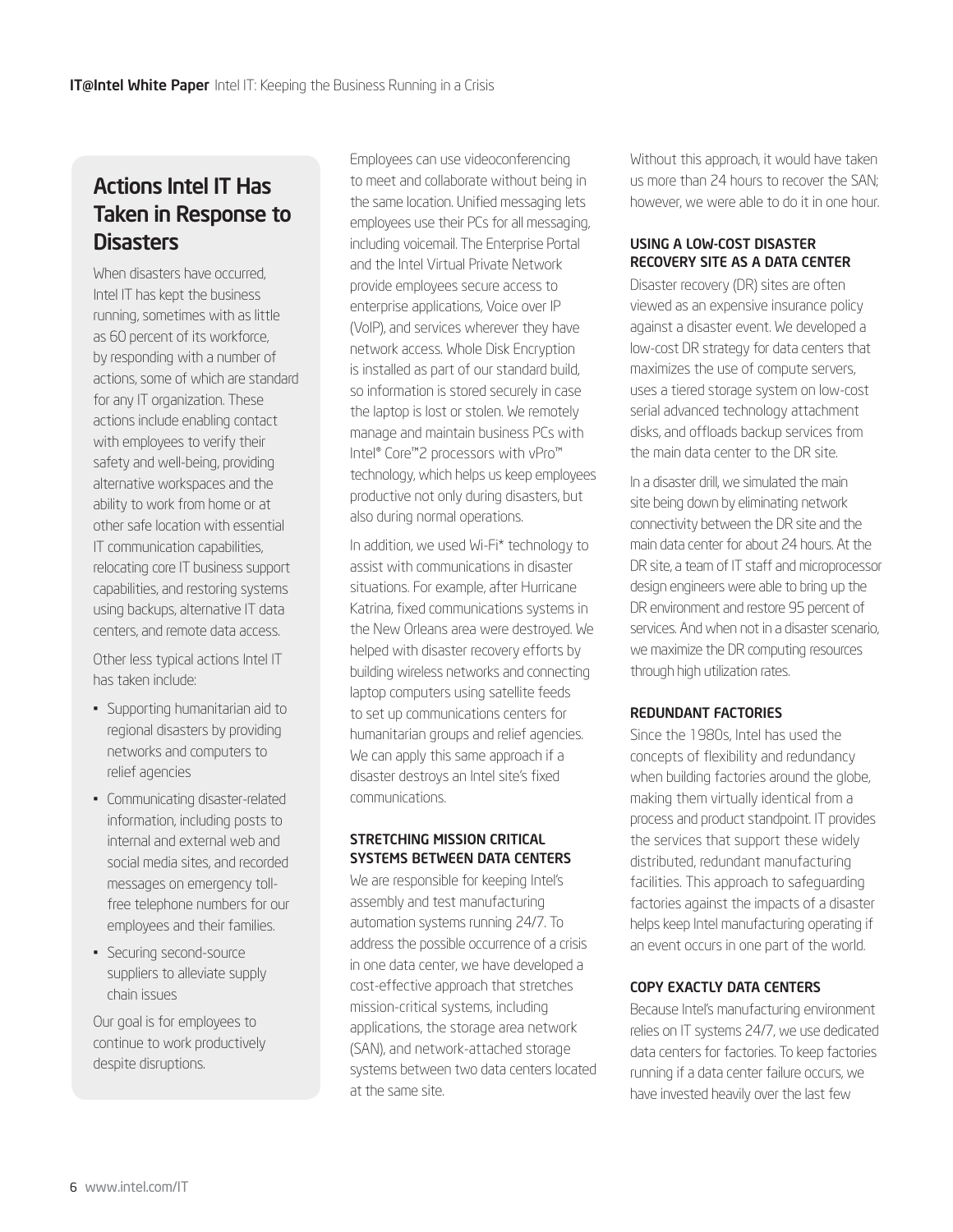## Actions Intel IT Has Taken in Response to Disasters

When disasters have occurred, Intel IT has kept the business running, sometimes with as little as 60 percent of its workforce, by responding with a number of actions, some of which are standard for any IT organization. These actions include enabling contact with employees to verify their safety and well-being, providing alternative workspaces and the ability to work from home or at other safe location with essential IT communication capabilities, relocating core IT business support capabilities, and restoring systems using backups, alternative IT data centers, and remote data access.

Other less typical actions Intel IT has taken include:

- Supporting humanitarian aid to regional disasters by providing networks and computers to relief agencies
- Communicating disaster-related information, including posts to internal and external web and social media sites, and recorded messages on emergency toll-free telephone numbers for our employees and their families.
- Securing second-source suppliers to alleviate supply chain issues

Our goal is for employees to continue to work productively despite disruptions.

Employees can use videoconferencing to meet and collaborate without being in the same location. Unified messaging lets employees use their PCs for all messaging, including voicemail. The Enterprise Portal and the Intel Virtual Private Network provide employees secure access to enterprise applications, Voice over IP (VoIP), and services wherever they have network access. Whole Disk Encryption is installed as part of our standard build, so information is stored securely in case the laptop is lost or stolen. We remotely manage and maintain business PCs with Intel® Core™2 processors with vPro™ technology, which helps us keep employees productive not only during disasters, but also during normal operations.

In addition, we used Wi-Fi* technology to assist with communications in disaster situations. For example, after Hurricane Katrina, fixed communications systems in the New Orleans area were destroyed. We helped with disaster recovery efforts by building wireless networks and connecting laptop computers using satellite feeds to set up communications centers for humanitarian groups and relief agencies. We can apply this same approach if a disaster destroys an Intel site's fixed communications.

### STRETCHING MISSION CRITICAL SYSTEMS BETWEEN DATA CENTERS

We are responsible for keeping Intel's assembly and test manufacturing automation systems running 24/7. To address the possible occurrence of a crisis in one data center, we have developed a cost-effective approach that stretches mission-critical systems, including applications, the storage area network (SAN), and network-attached storage systems between two data centers located at the same site.

Without this approach, it would have taken us more than 24 hours to recover the SAN; however, we were able to do it in one hour.

### USING A LOW-COST DISASTER RECOVERY SITE AS A DATA CENTER

Disaster recovery (DR) sites are often viewed as an expensive insurance policy against a disaster event. We developed a low-cost DR strategy for data centers that maximizes the use of compute servers, uses a tiered storage system on low-cost serial advanced technology attachment disks, and offloads backup services from the main data center to the DR site.

In a disaster drill, we simulated the main site being down by eliminating network connectivity between the DR site and the main data center for about 24 hours. At the DR site, a team of IT staff and microprocessor design engineers were able to bring up the DR environment and restore 95 percent of services. And when not in a disaster scenario, we maximize the DR computing resources through high utilization rates.

### REDUNDANT FACTORIES

Since the 1980s, Intel has used the concepts of flexibility and redundancy when building factories around the globe, making them virtually identical from a process and product standpoint. IT provides the services that support these widely distributed, redundant manufacturing facilities. This approach to safeguarding factories against the impacts of a disaster helps keep Intel manufacturing operating if an event occurs in one part of the world.

### COPY EXACTLY DATA CENTERS

Because Intel's manufacturing environment relies on IT systems 24/7, we use dedicated data centers for factories. To keep factories running if a data center failure occurs, we have invested heavily over the last few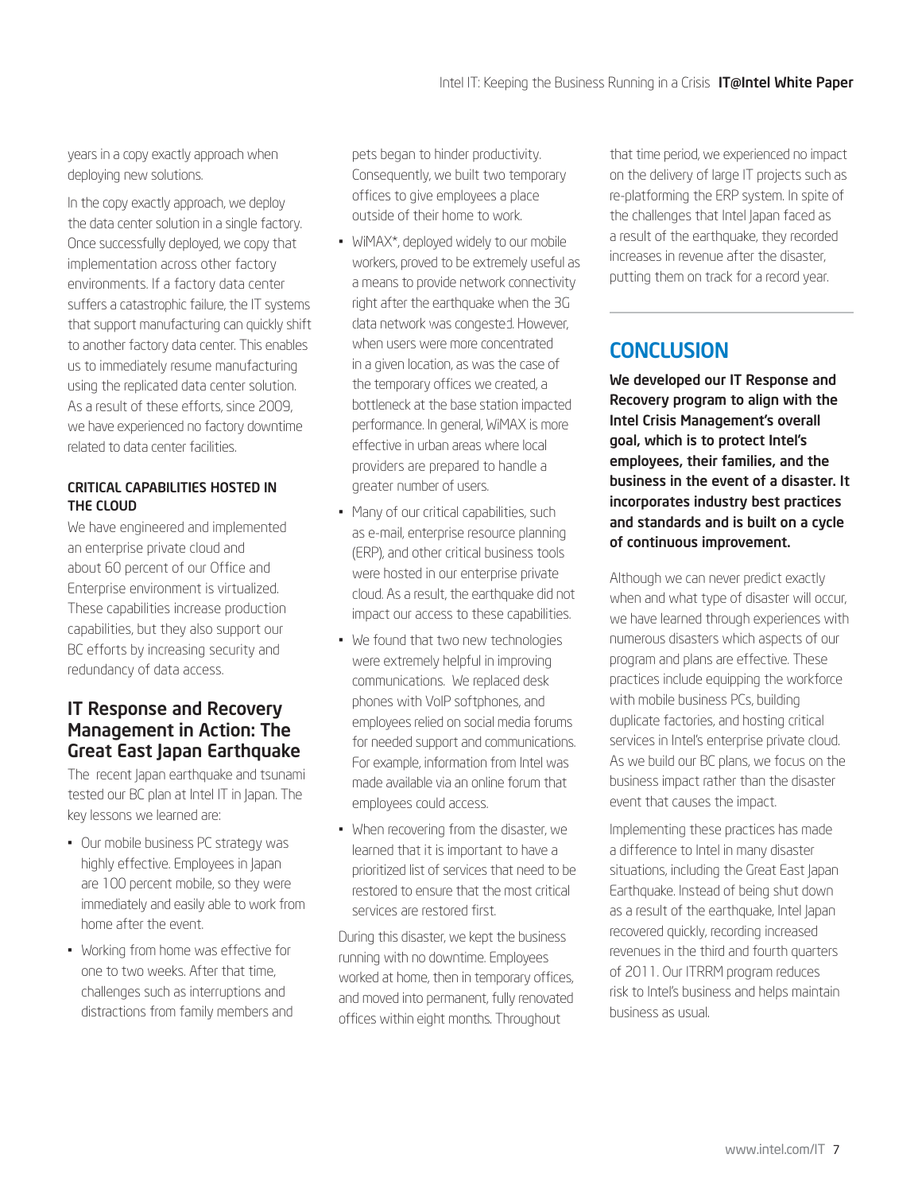years in a copy exactly approach when deploying new solutions.

In the copy exactly approach, we deploy the data center solution in a single factory. Once successfully deployed, we copy that implementation across other factory environments. If a factory data center suffers a catastrophic failure, the IT systems that support manufacturing can quickly shift to another factory data center. This enables us to immediately resume manufacturing using the replicated data center solution. As a result of these efforts, since 2009, we have experienced no factory downtime related to data center facilities.

#### CRITICAL CAPABILITIES HOSTED IN THE CLOUD

We have engineered and implemented an enterprise private cloud and about 60 percent of our Office and Enterprise environment is virtualized. These capabilities increase production capabilities, but they also support our BC efforts by increasing security and redundancy of data access.

## IT Response and Recovery Management in Action: The Great East Japan Earthquake

The recent Japan earthquake and tsunami tested our BC plan at Intel IT in Japan. The key lessons we learned are:

- Our mobile business PC strategy was highly effective. Employees in Japan are 100 percent mobile, so they were immediately and easily able to work from home after the event.
- Working from home was effective for one to two weeks. After that time, challenges such as interruptions and distractions from family members and pets began to hinder productivity. Consequently, we built two temporary offices to give employees a place outside of their home to work.
- WiMAX*, deployed widely to our mobile workers, proved to be extremely useful as a means to provide network connectivity right after the earthquake when the 3G data network was congested. However, when users were more concentrated in a given location, as was the case of the temporary offices we created, a bottleneck at the base station impacted performance. In general, WiMAX is more effective in urban areas where local providers are prepared to handle a greater number of users.
- Many of our critical capabilities, such as e-mail, enterprise resource planning (ERP), and other critical business tools were hosted in our enterprise private cloud. As a result, the earthquake did not impact our access to these capabilities.
- We found that two new technologies were extremely helpful in improving communications. We replaced desk phones with VoIP softphones, and employees relied on social media forums for needed support and communications. For example, information from Intel was made available via an online forum that employees could access.
- When recovering from the disaster, we learned that it is important to have a prioritized list of services that need to be restored to ensure that the most critical services are restored first.

During this disaster, we kept the business running with no downtime. Employees worked at home, then in temporary offices, and moved into permanent, fully renovated offices within eight months. Throughout that time period, we experienced no impact on the delivery of large IT projects such as re-platforming the ERP system. In spite of the challenges that Intel Japan faced as a result of the earthquake, they recorded increases in revenue after the disaster, putting them on track for a record year.

## CONCLUSION

**We developed our IT Response and Recovery program to align with the Intel Crisis Management's overall goal, which is to protect Intel's employees, their families, and the business in the event of a disaster. It incorporates industry best practices and standards and is built on a cycle of continuous improvement.**

Although we can never predict exactly when and what type of disaster will occur, we have learned through experiences with numerous disasters which aspects of our program and plans are effective. These practices include equipping the workforce with mobile business PCs, building duplicate factories, and hosting critical services in Intel's enterprise private cloud. As we build our BC plans, we focus on the business impact rather than the disaster event that causes the impact.

Implementing these practices has made a difference to Intel in many disaster situations, including the Great East Japan Earthquake. Instead of being shut down as a result of the earthquake, Intel Japan recovered quickly, recording increased revenues in the third and fourth quarters of 2011. Our ITRRM program reduces risk to Intel's business and helps maintain business as usual.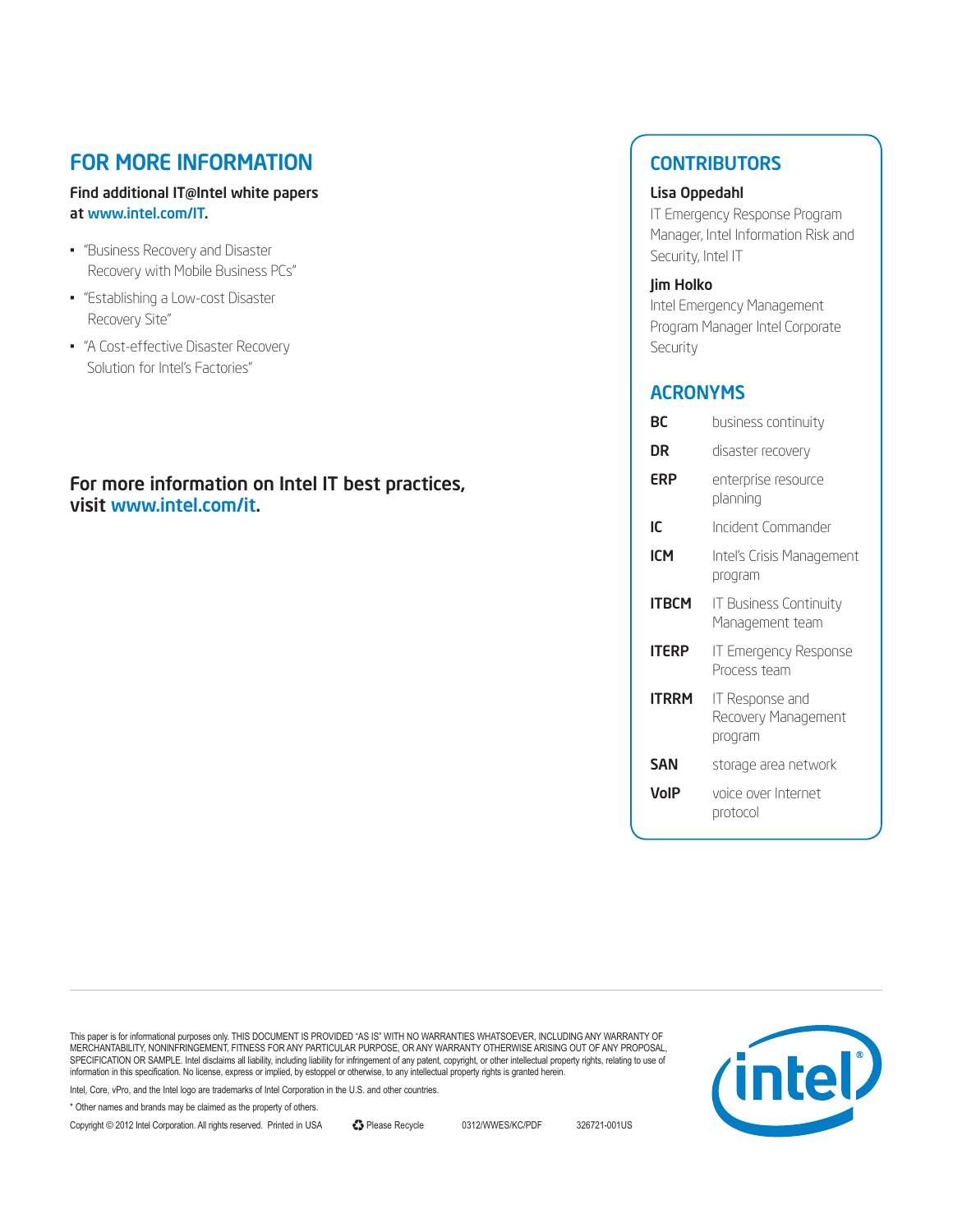## FOR MORE INFORMATION

**Find additional IT@Intel white papers at www.intel.com/IT.**

- "Business Recovery and Disaster Recovery with Mobile Business PCs"
- "Establishing a Low-cost Disaster Recovery Site"
- "A Cost-effective Disaster Recovery Solution for Intel's Factories"

**For more information on Intel IT best practices, visit www.intel.com/it.**

## CONTRIBUTORS

**Lisa Oppedahl**
IT Emergency Response Program Manager, Intel Information Risk and Security, Intel IT

**Jim Holko**
Intel Emergency Management Program Manager Intel Corporate Security

## ACRONYMS

| | |
|---|---|
| **BC** | business continuity |
| **DR** | disaster recovery |
| **ERP** | enterprise resource planning |
| **IC** | Incident Commander |
| **ICM** | Intel's Crisis Management program |
| **ITBCM** | IT Business Continuity Management team |
| **ITERP** | IT Emergency Response Process team |
| **ITRRM** | IT Response and Recovery Management program |
| **SAN** | storage area network |
| **VoIP** | voice over Internet protocol |

This paper is for informational purposes only. THIS DOCUMENT IS PROVIDED "AS IS" WITH NO WARRANTIES WHATSOEVER, INCLUDING ANY WARRANTY OF MERCHANTABILITY, NONINFRINGEMENT, FITNESS FOR ANY PARTICULAR PURPOSE, OR ANY WARRANTY OTHERWISE ARISING OUT OF ANY PROPOSAL, SPECIFICATION OR SAMPLE. Intel disclaims all liability, including liability for infringement of any patent, copyright, or other intellectual property rights, relating to use of information in this specification. No license, express or implied, by estoppel or otherwise, to any intellectual property rights is granted herein.

Intel, Core, vPro, and the Intel logo are trademarks of Intel Corporation in the U.S. and other countries.

* Other names and brands may be claimed as the property of others.

Copyright © 2012 Intel Corporation. All rights reserved. Printed in USA ♲ Please Recycle 0312/WWES/KC/PDF 326721-001US